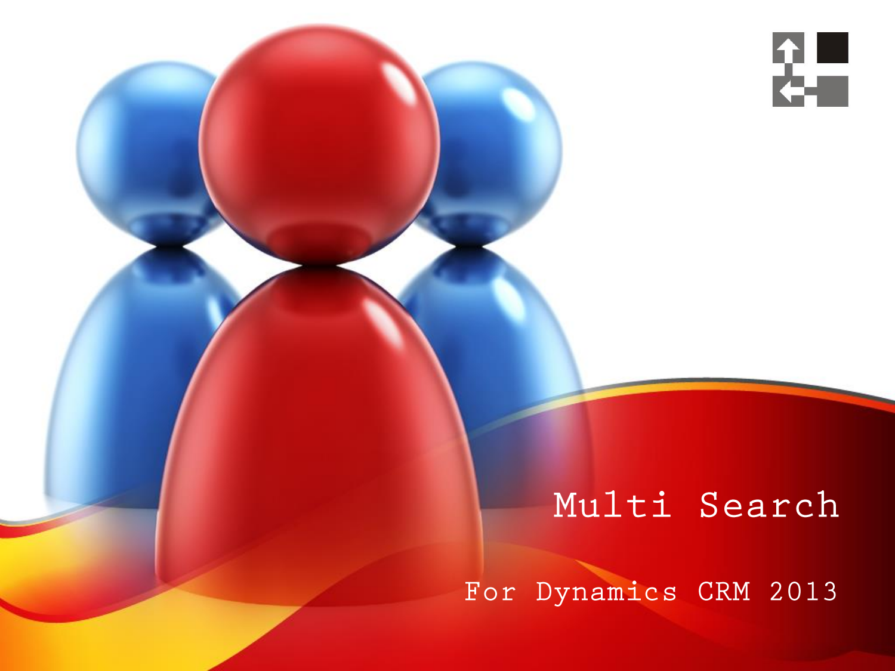# Multi Search

## For Dynamics CRM 2013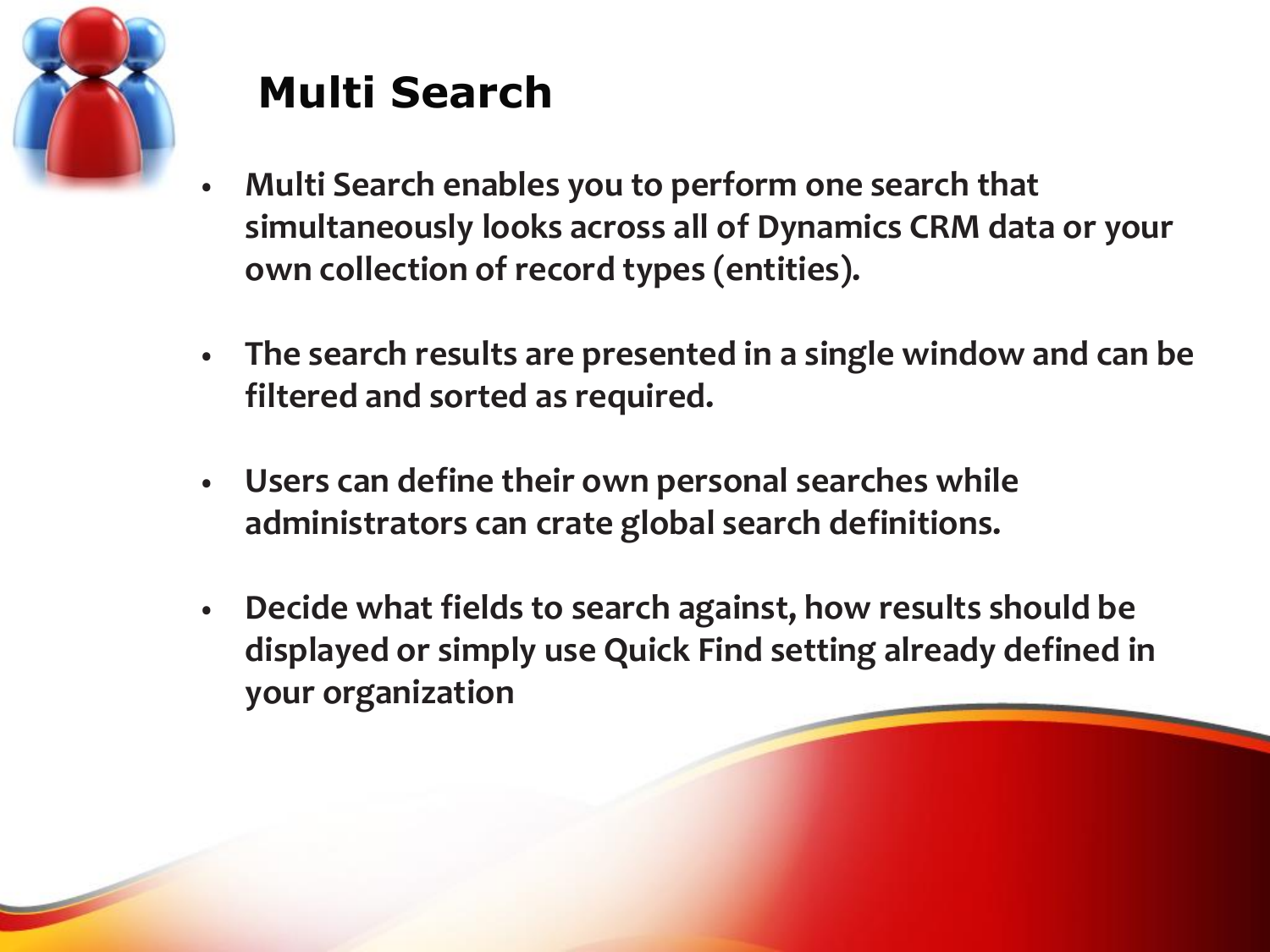# Multi Search

- Multi Search enables you to perform one search that simultaneously looks across all of Dynamics CRM data or your own collection of record types (entities).
- The search results are presented in a single window and can be filtered and sorted as required.
- Users can define their own personal searches while administrators can crate global search definitions.
- Decide what fields to search against, how results should be displayed or simply use Quick Find setting already defined in your organization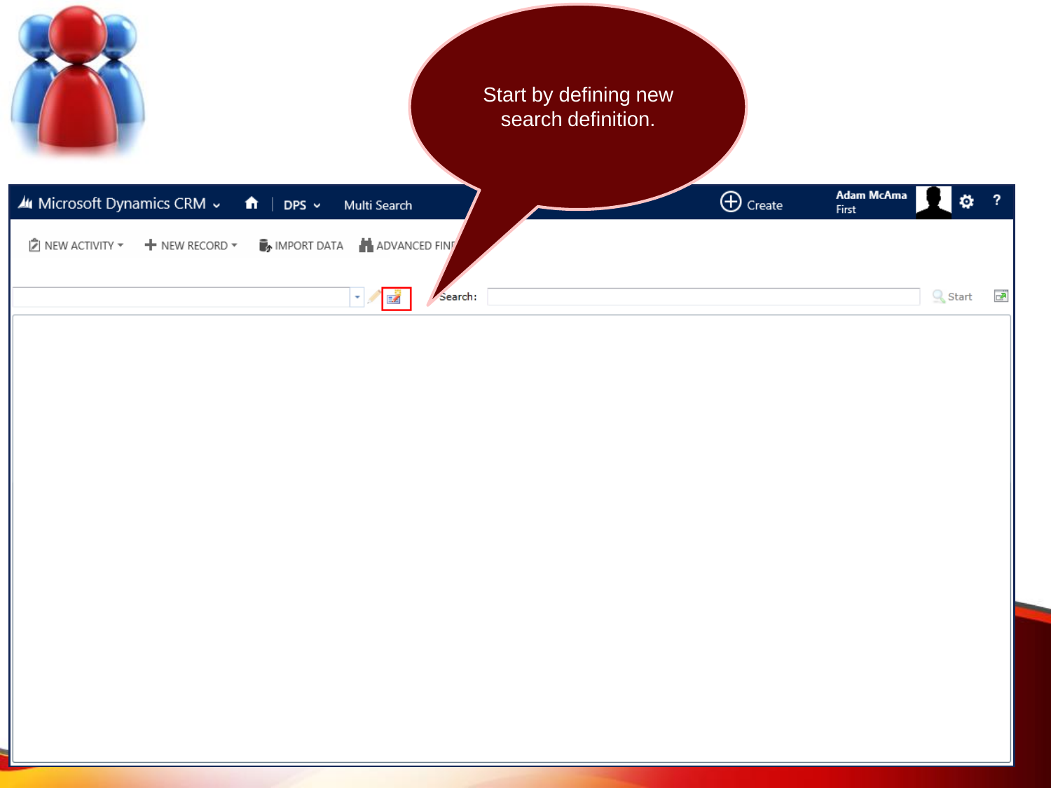Start by defining new search definition.

Microsoft Dynamics CRM | DPS | Multi Search | Create | Adam McAma First

NEW ACTIVITY | NEW RECORD | IMPORT DATA | ADVANCED FIND

Search: | Start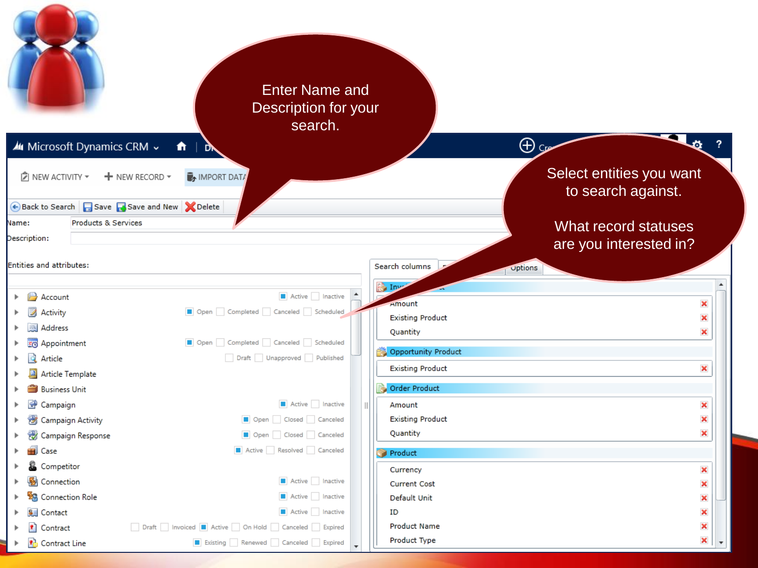Enter Name and Description for your search.

Select entities you want to search against.

What record statuses are you interested in?

Microsoft Dynamics CRM

NEW ACTIVITY | NEW RECORD | IMPORT DATA

Back to Search | Save | Save and New | Delete

Name: Products & Services

Description:

Entities and attributes:

| Entity | Statuses |
| --- | --- |
| Account | Active, Inactive |
| Activity | Open, Completed, Canceled, Scheduled |
| Address | |
| Appointment | Open, Completed, Canceled, Scheduled |
| Article | Draft, Unapproved, Published |
| Article Template | |
| Business Unit | |
| Campaign | Active, Inactive |
| Campaign Activity | Open, Closed, Canceled |
| Campaign Response | Open, Closed, Canceled |
| Case | Active, Resolved, Canceled |
| Competitor | |
| Connection | Active, Inactive |
| Connection Role | Active, Inactive |
| Contact | Active, Inactive |
| Contract | Draft, Invoiced, Active, On Hold, Canceled, Expired |
| Contract Line | Existing, Renewed, Canceled, Expired |

Search columns | Options

- Invoice Product
  - Amount
  - Existing Product
  - Quantity
- Opportunity Product
  - Existing Product
- Order Product
  - Amount
  - Existing Product
  - Quantity
- Product
  - Currency
  - Current Cost
  - Default Unit
  - ID
  - Product Name
  - Product Type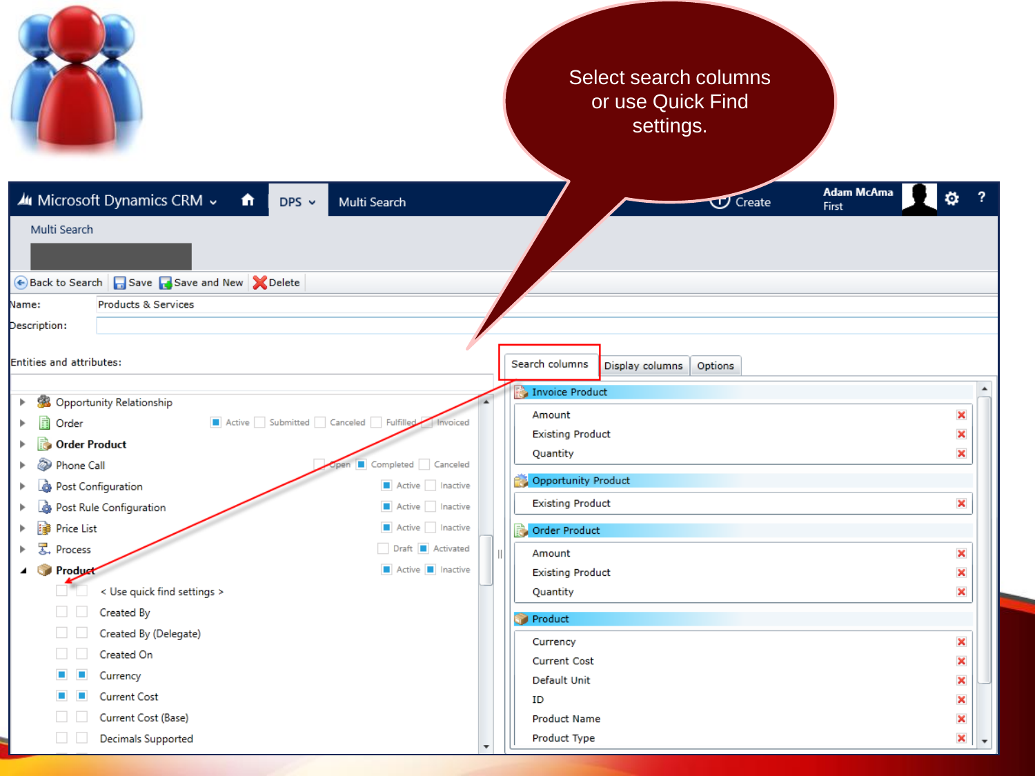Select search columns or use Quick Find settings.

Microsoft Dynamics CRM | DPS | Multi Search | Create | Adam McAma First

Multi Search

Back to Search | Save | Save and New | Delete

Name: Products & Services

Description:

Entities and attributes:

- Opportunity Relationship
- Order — Active, Submitted, Canceled, Fulfilled, Invoiced
- **Order Product**
- Phone Call — Open, Completed, Canceled
- Post Configuration — Active, Inactive
- Post Rule Configuration — Active, Inactive
- Price List — Active, Inactive
- Process — Draft, Activated
- **Product** — Active, Inactive
  - < Use quick find settings >
  - Created By
  - Created By (Delegate)
  - Created On
  - Currency
  - Current Cost
  - Current Cost (Base)
  - Decimals Supported

Search columns | Display columns | Options

**Invoice Product**
- Amount
- Existing Product
- Quantity

**Opportunity Product**
- Existing Product

**Order Product**
- Amount
- Existing Product
- Quantity

**Product**
- Currency
- Current Cost
- Default Unit
- ID
- Product Name
- Product Type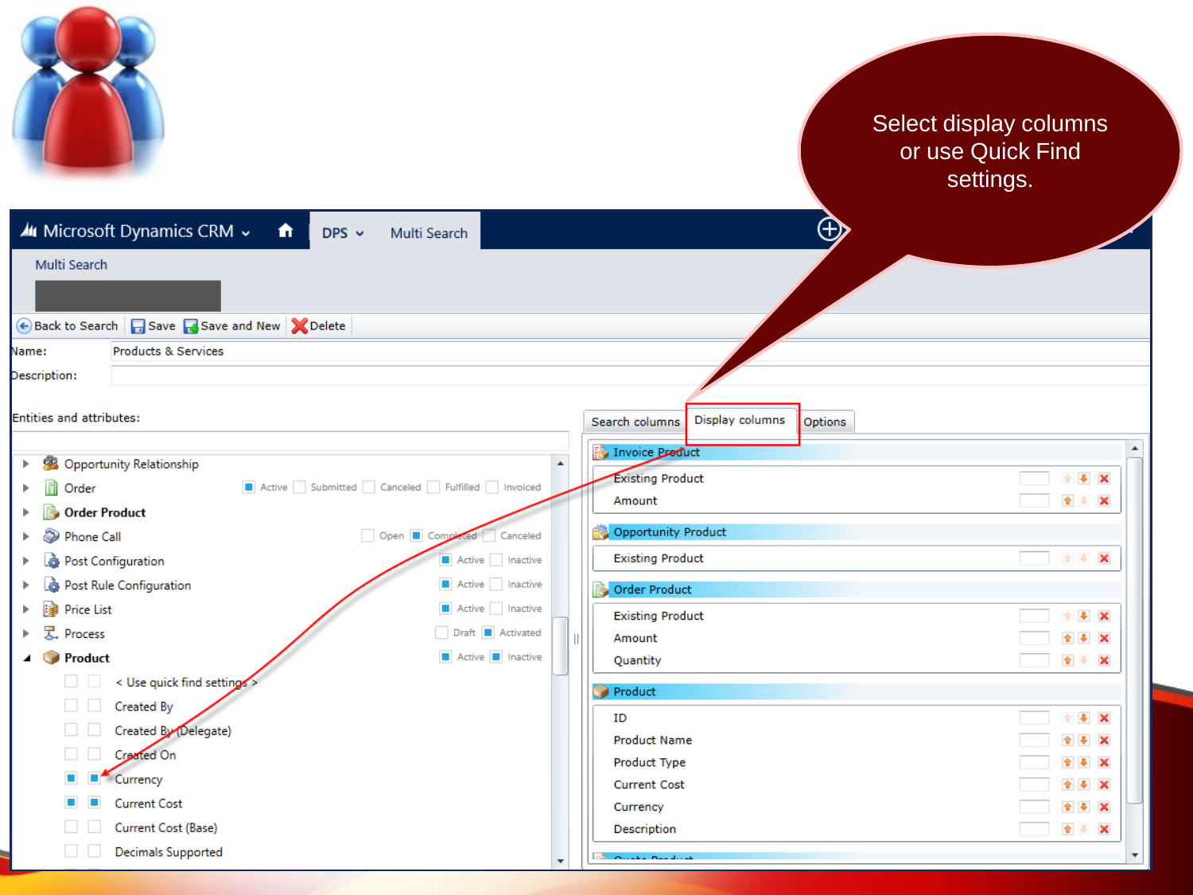Select display columns or use Quick Find settings.

Microsoft Dynamics CRM | DPS | Multi Search

Multi Search

Back to Search | Save | Save and New | Delete

Name: Products & Services

Description:

Entities and attributes:

- Opportunity Relationship
- Order — Active, Submitted, Canceled, Fulfilled, Invoiced
- **Order Product**
- Phone Call — Open, Completed, Canceled
- Post Configuration — Active, Inactive
- Post Rule Configuration — Active, Inactive
- Price List — Active, Inactive
- Process — Draft, Activated
- **Product** — Active, Inactive
  - < Use quick find settings >
  - Created By
  - Created By (Delegate)
  - Created On
  - Currency
  - Current Cost
  - Current Cost (Base)
  - Decimals Supported

Search columns | Display columns | Options

**Invoice Product**
- Existing Product
- Amount

**Opportunity Product**
- Existing Product

**Order Product**
- Existing Product
- Amount
- Quantity

**Product**
- ID
- Product Name
- Product Type
- Current Cost
- Currency
- Description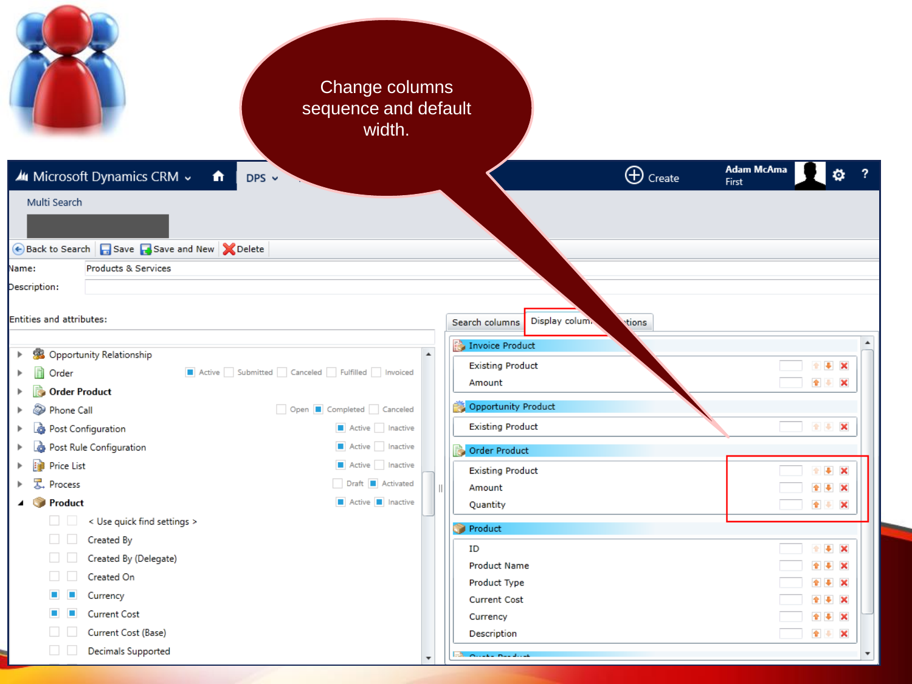Change columns sequence and default width.

Microsoft Dynamics CRM | DPS | Create | Adam McAma First

Multi Search

Back to Search | Save | Save and New | Delete

Name: Products & Services

Description:

Entities and attributes:

- Opportunity Relationship
- Order — Active, Submitted, Canceled, Fulfilled, Invoiced
- **Order Product**
- Phone Call — Open, Completed, Canceled
- Post Configuration — Active, Inactive
- Post Rule Configuration — Active, Inactive
- Price List — Active, Inactive
- Process — Draft, Activated
- **Product** — Active, Inactive
  - < Use quick find settings >
  - Created By
  - Created By (Delegate)
  - Created On
  - Currency
  - Current Cost
  - Current Cost (Base)
  - Decimals Supported

Search columns | Display columns | Options

**Invoice Product**
- Existing Product
- Amount

**Opportunity Product**
- Existing Product

**Order Product**
- Existing Product
- Amount
- Quantity

**Product**
- ID
- Product Name
- Product Type
- Current Cost
- Currency
- Description

**Quote Product**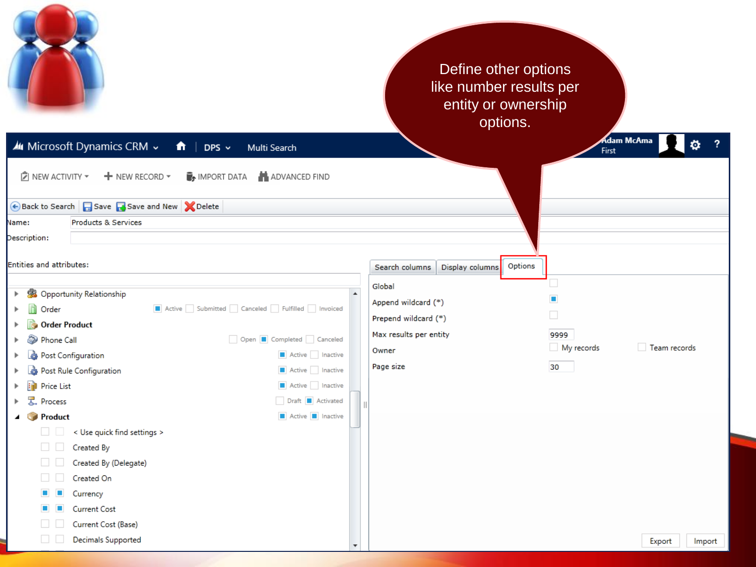Define other options like number results per entity or ownership options.

Microsoft Dynamics CRM | DPS | Multi Search | Adam McAma First

NEW ACTIVITY | NEW RECORD | IMPORT DATA | ADVANCED FIND

Back to Search | Save | Save and New | Delete

Name: Products & Services

Description:

Entities and attributes:

- Opportunity Relationship
- Order — Active, Submitted, Canceled, Fulfilled, Invoiced
- Order Product
- Phone Call — Open, Completed, Canceled
- Post Configuration — Active, Inactive
- Post Rule Configuration — Active, Inactive
- Price List — Active, Inactive
- Process — Draft, Activated
- Product — Active, Inactive
  - < Use quick find settings >
  - Created By
  - Created By (Delegate)
  - Created On
  - Currency
  - Current Cost
  - Current Cost (Base)
  - Decimals Supported

Search columns | Display columns | Options

| Option | Value |
| --- | --- |
| Global | |
| Append wildcard (*) | ☑ |
| Prepend wildcard (*) | |
| Max results per entity | 9999 |
| Owner | My records / Team records |
| Page size | 30 |

Export | Import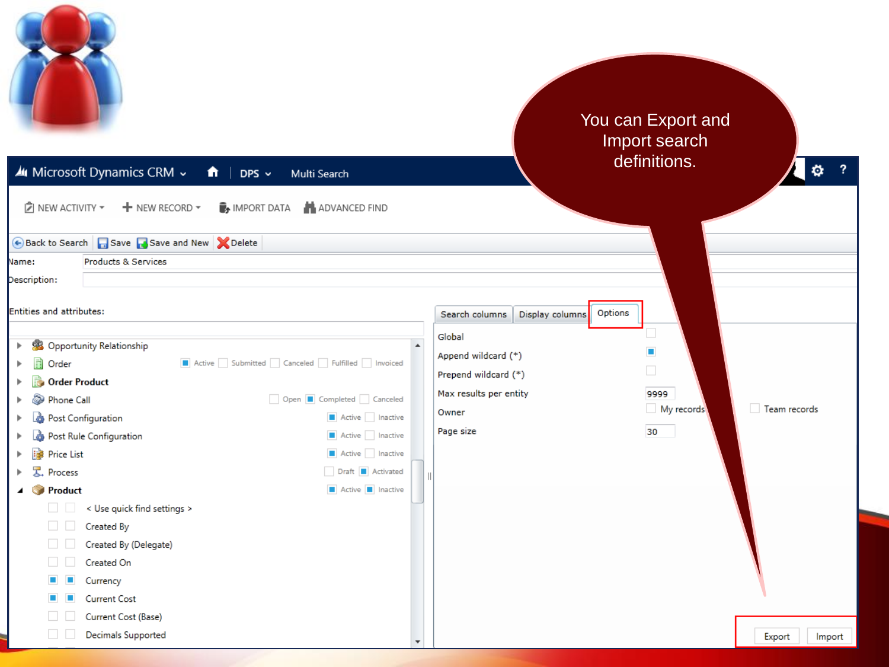You can Export and Import search definitions.

Microsoft Dynamics CRM | DPS | Multi Search

NEW ACTIVITY | NEW RECORD | IMPORT DATA | ADVANCED FIND

Back to Search | Save | Save and New | Delete

Name: Products & Services

Description:

Entities and attributes:

- Opportunity Relationship
- Order — Active, Submitted, Canceled, Fulfilled, Invoiced
- Order Product
- Phone Call — Open, Completed, Canceled
- Post Configuration — Active, Inactive
- Post Rule Configuration — Active, Inactive
- Price List — Active, Inactive
- Process — Draft, Activated
- Product — Active, Inactive
  - < Use quick find settings >
  - Created By
  - Created By (Delegate)
  - Created On
  - Currency
  - Current Cost
  - Current Cost (Base)
  - Decimals Supported

Search columns | Display columns | Options

| Option | Value |
| --- | --- |
| Global | |
| Append wildcard (*) | ☑ |
| Prepend wildcard (*) | |
| Max results per entity | 9999 |
| Owner | My records / Team records |
| Page size | 30 |

Export | Import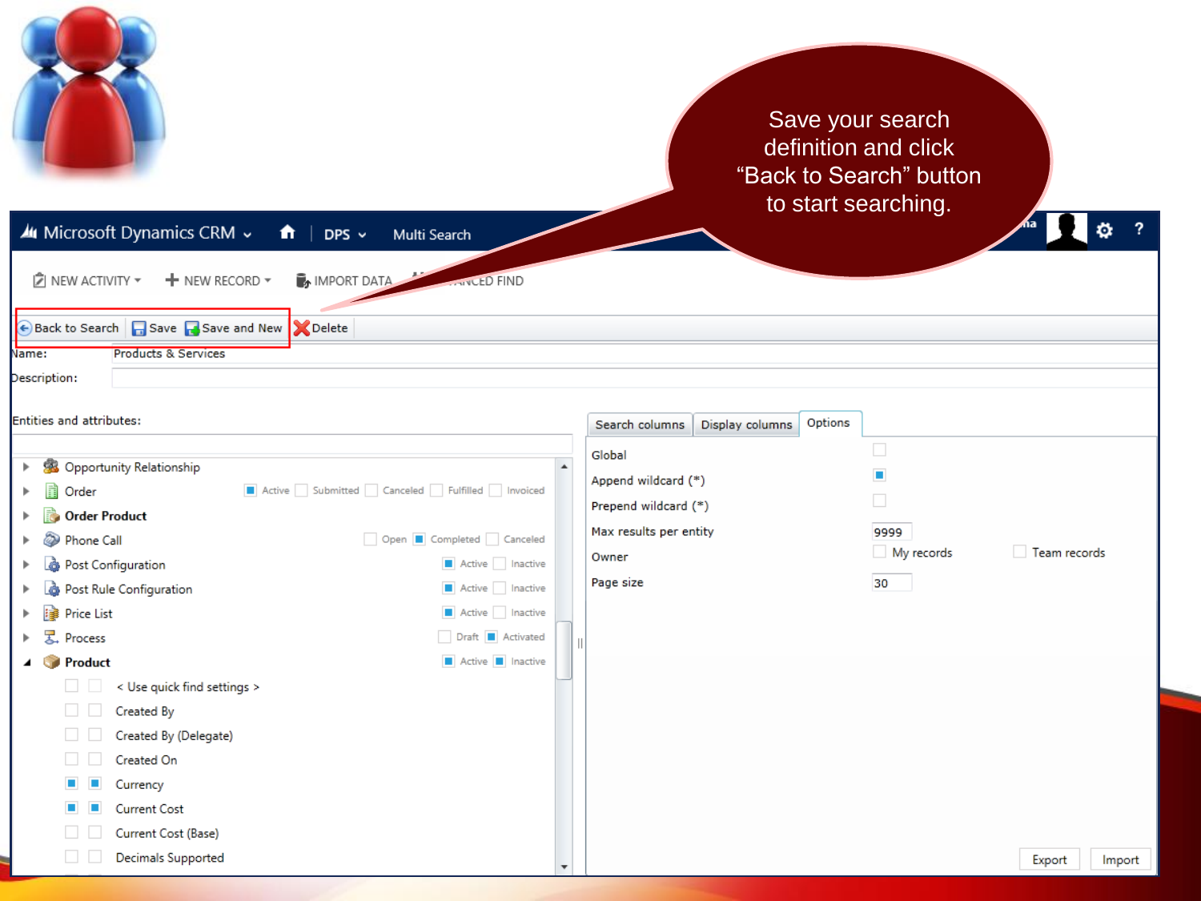Save your search definition and click “Back to Search” button to start searching.

Microsoft Dynamics CRM | DPS | Multi Search

NEW ACTIVITY | NEW RECORD | IMPORT DATA | ADVANCED FIND

Back to Search | Save | Save and New | Delete

Name: Products & Services

Description:

Entities and attributes:

- Opportunity Relationship
- Order — Active, Submitted, Canceled, Fulfilled, Invoiced
- **Order Product**
- Phone Call — Open, Completed, Canceled
- Post Configuration — Active, Inactive
- Post Rule Configuration — Active, Inactive
- Price List — Active, Inactive
- Process — Draft, Activated
- **Product** — Active, Inactive
  - < Use quick find settings >
  - Created By
  - Created By (Delegate)
  - Created On
  - Currency
  - Current Cost
  - Current Cost (Base)
  - Decimals Supported

Search columns | Display columns | Options

| Option | Value |
| --- | --- |
| Global | |
| Append wildcard (*) | ☑ |
| Prepend wildcard (*) | |
| Max results per entity | 9999 |
| Owner | My records, Team records |
| Page size | 30 |

Export | Import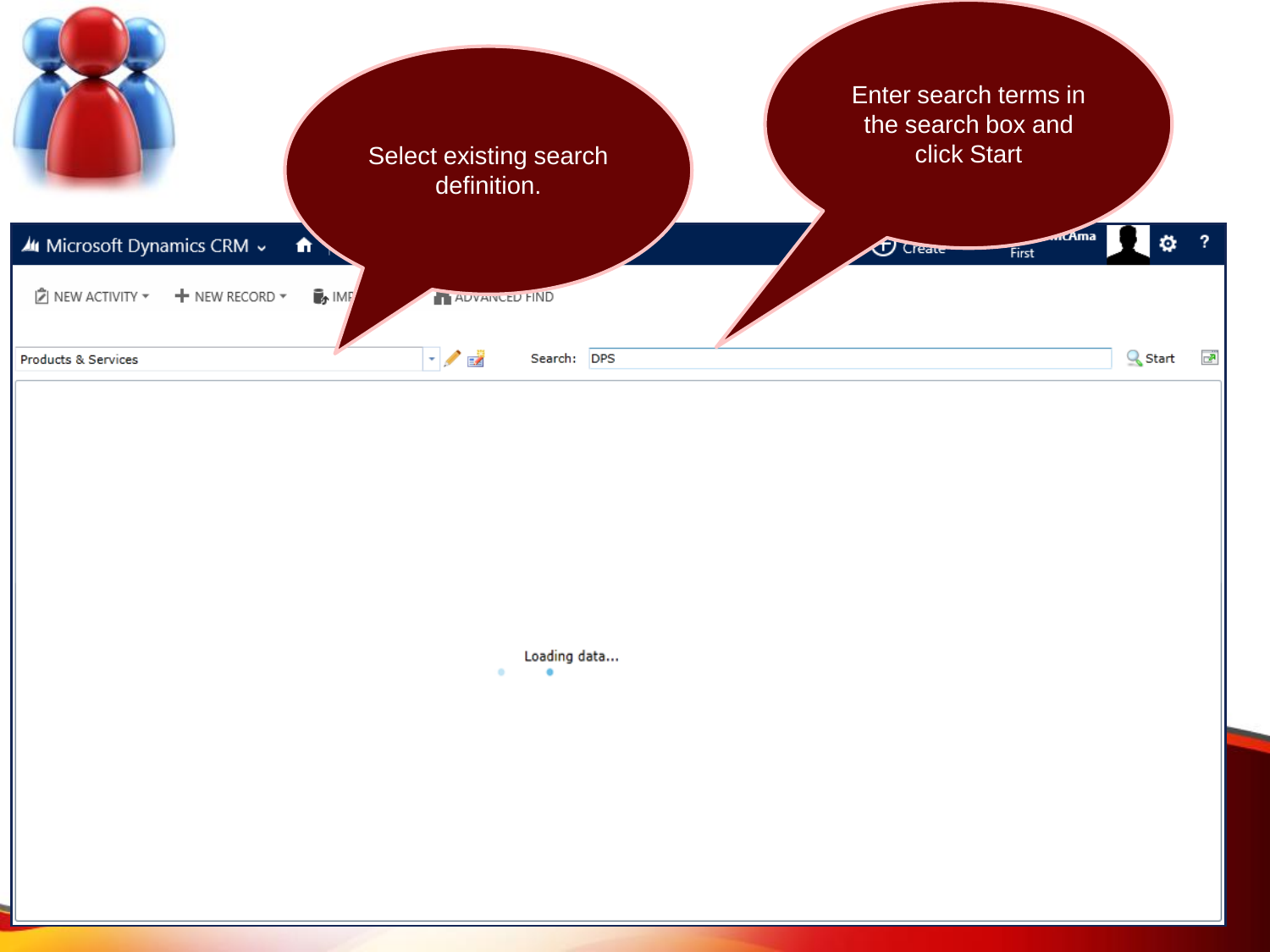Select existing search definition.

Enter search terms in the search box and click Start

Microsoft Dynamics CRM

NEW ACTIVITY | NEW RECORD | IMP | ADVANCED FIND

Products & Services

Search: DPS

Start

Loading data...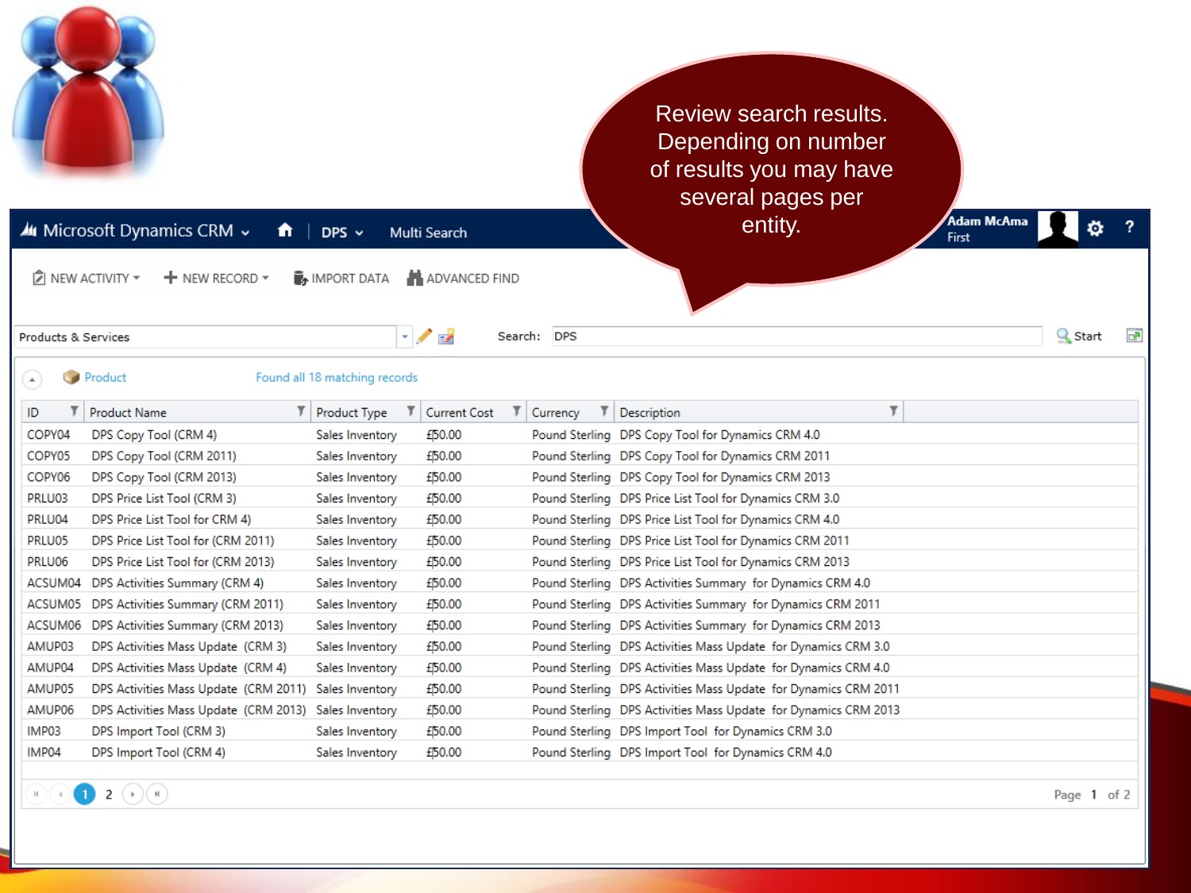Review search results. Depending on number of results you may have several pages per entity.

Microsoft Dynamics CRM | DPS | Multi Search

NEW ACTIVITY | NEW RECORD | IMPORT DATA | ADVANCED FIND

Products & Services | Search: DPS | Start

Product — Found all 18 matching records

| ID | Product Name | Product Type | Current Cost | Currency | Description |
|---|---|---|---|---|---|
| COPY04 | DPS Copy Tool (CRM 4) | Sales Inventory | £50.00 | Pound Sterling | DPS Copy Tool for Dynamics CRM 4.0 |
| COPY05 | DPS Copy Tool (CRM 2011) | Sales Inventory | £50.00 | Pound Sterling | DPS Copy Tool for Dynamics CRM 2011 |
| COPY06 | DPS Copy Tool (CRM 2013) | Sales Inventory | £50.00 | Pound Sterling | DPS Copy Tool for Dynamics CRM 2013 |
| PRLU03 | DPS Price List Tool (CRM 3) | Sales Inventory | £50.00 | Pound Sterling | DPS Price List Tool for Dynamics CRM 3.0 |
| PRLU04 | DPS Price List Tool for CRM 4) | Sales Inventory | £50.00 | Pound Sterling | DPS Price List Tool for Dynamics CRM 4.0 |
| PRLU05 | DPS Price List Tool for (CRM 2011) | Sales Inventory | £50.00 | Pound Sterling | DPS Price List Tool for Dynamics CRM 2011 |
| PRLU06 | DPS Price List Tool for (CRM 2013) | Sales Inventory | £50.00 | Pound Sterling | DPS Price List Tool for Dynamics CRM 2013 |
| ACSUM04 | DPS Activities Summary (CRM 4) | Sales Inventory | £50.00 | Pound Sterling | DPS Activities Summary for Dynamics CRM 4.0 |
| ACSUM05 | DPS Activities Summary (CRM 2011) | Sales Inventory | £50.00 | Pound Sterling | DPS Activities Summary for Dynamics CRM 2011 |
| ACSUM06 | DPS Activities Summary (CRM 2013) | Sales Inventory | £50.00 | Pound Sterling | DPS Activities Summary for Dynamics CRM 2013 |
| AMUP03 | DPS Activities Mass Update (CRM 3) | Sales Inventory | £50.00 | Pound Sterling | DPS Activities Mass Update for Dynamics CRM 3.0 |
| AMUP04 | DPS Activities Mass Update (CRM 4) | Sales Inventory | £50.00 | Pound Sterling | DPS Activities Mass Update for Dynamics CRM 4.0 |
| AMUP05 | DPS Activities Mass Update (CRM 2011) | Sales Inventory | £50.00 | Pound Sterling | DPS Activities Mass Update for Dynamics CRM 2011 |
| AMUP06 | DPS Activities Mass Update (CRM 2013) | Sales Inventory | £50.00 | Pound Sterling | DPS Activities Mass Update for Dynamics CRM 2013 |
| IMP03 | DPS Import Tool (CRM 3) | Sales Inventory | £50.00 | Pound Sterling | DPS Import Tool for Dynamics CRM 3.0 |
| IMP04 | DPS Import Tool (CRM 4) | Sales Inventory | £50.00 | Pound Sterling | DPS Import Tool for Dynamics CRM 4.0 |

1 2 — Page 1 of 2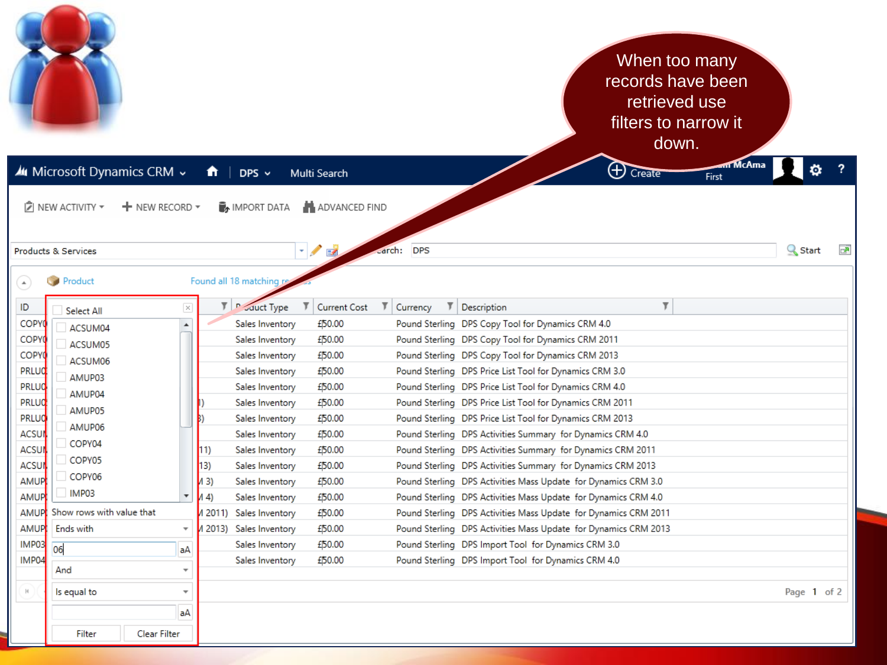When too many records have been retrieved use filters to narrow it down.

Microsoft Dynamics CRM | DPS | Multi Search

NEW ACTIVITY | NEW RECORD | IMPORT DATA | ADVANCED FIND

Products & Services | Search: DPS | Start

Product — Found all 18 matching records

| ID | Product Type | Current Cost | Currency | Description |
|---|---|---|---|---|
| COPY0 | Sales Inventory | £50.00 | Pound Sterling | DPS Copy Tool for Dynamics CRM 4.0 |
| COPY0 | Sales Inventory | £50.00 | Pound Sterling | DPS Copy Tool for Dynamics CRM 2011 |
| COPY0 | Sales Inventory | £50.00 | Pound Sterling | DPS Copy Tool for Dynamics CRM 2013 |
| PRLU0 | Sales Inventory | £50.00 | Pound Sterling | DPS Price List Tool for Dynamics CRM 3.0 |
| PRLU0 | Sales Inventory | £50.00 | Pound Sterling | DPS Price List Tool for Dynamics CRM 4.0 |
| PRLU0 | Sales Inventory | £50.00 | Pound Sterling | DPS Price List Tool for Dynamics CRM 2011 |
| PRLU0 | Sales Inventory | £50.00 | Pound Sterling | DPS Price List Tool for Dynamics CRM 2013 |
| ACSU | Sales Inventory | £50.00 | Pound Sterling | DPS Activities Summary for Dynamics CRM 4.0 |
| ACSU | Sales Inventory | £50.00 | Pound Sterling | DPS Activities Summary for Dynamics CRM 2011 |
| ACSU | Sales Inventory | £50.00 | Pound Sterling | DPS Activities Summary for Dynamics CRM 2013 |
| AMUP | Sales Inventory | £50.00 | Pound Sterling | DPS Activities Mass Update for Dynamics CRM 3.0 |
| AMUP | Sales Inventory | £50.00 | Pound Sterling | DPS Activities Mass Update for Dynamics CRM 4.0 |
| AMUP | Sales Inventory | £50.00 | Pound Sterling | DPS Activities Mass Update for Dynamics CRM 2011 |
| AMUP | Sales Inventory | £50.00 | Pound Sterling | DPS Activities Mass Update for Dynamics CRM 2013 |
| IMP03 | Sales Inventory | £50.00 | Pound Sterling | DPS Import Tool for Dynamics CRM 3.0 |
| IMP04 | Sales Inventory | £50.00 | Pound Sterling | DPS Import Tool for Dynamics CRM 4.0 |

Filter panel:

- Select All
- ACSUM04
- ACSUM05
- ACSUM06
- AMUP03
- AMUP04
- AMUP05
- AMUP06
- COPY04
- COPY05
- COPY06
- IMP03

Show rows with value that: Ends with — 06 — And — Is equal to

Filter | Clear Filter

Page 1 of 2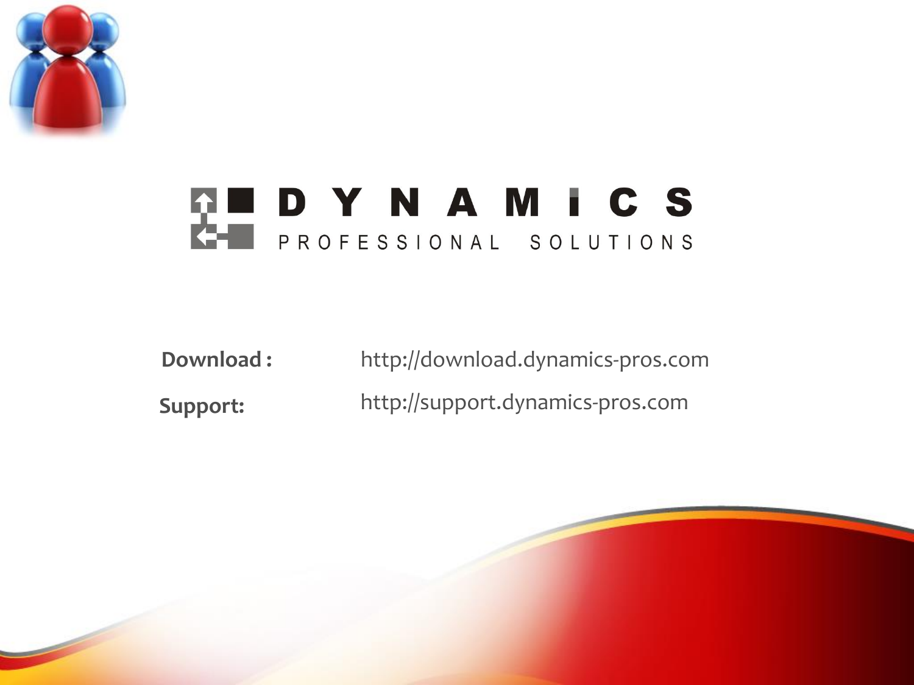# DYNAMICS

PROFESSIONAL SOLUTIONS

**Download :** http://download.dynamics-pros.com

**Support:** http://support.dynamics-pros.com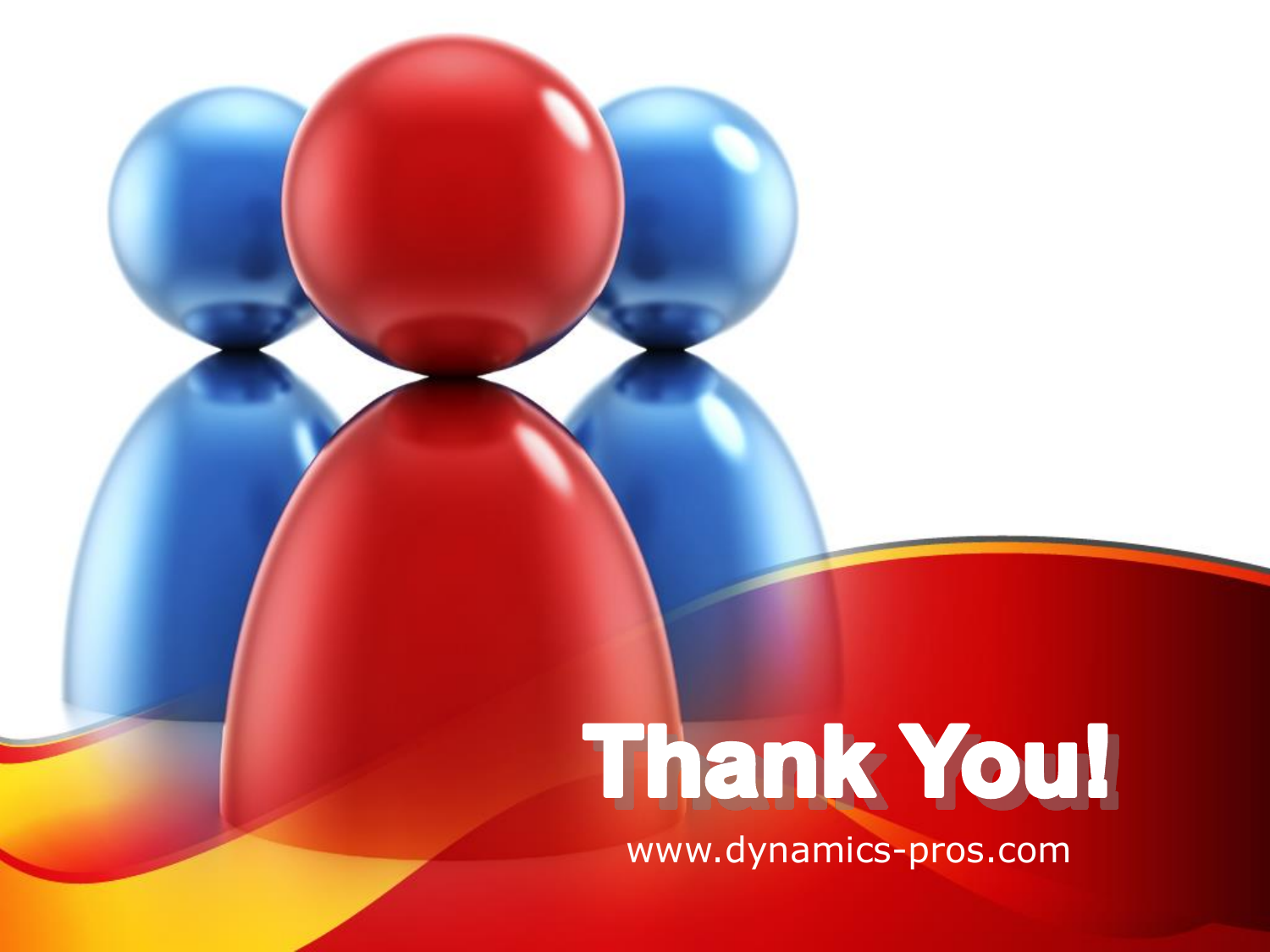# Thank You!

www.dynamics-pros.com